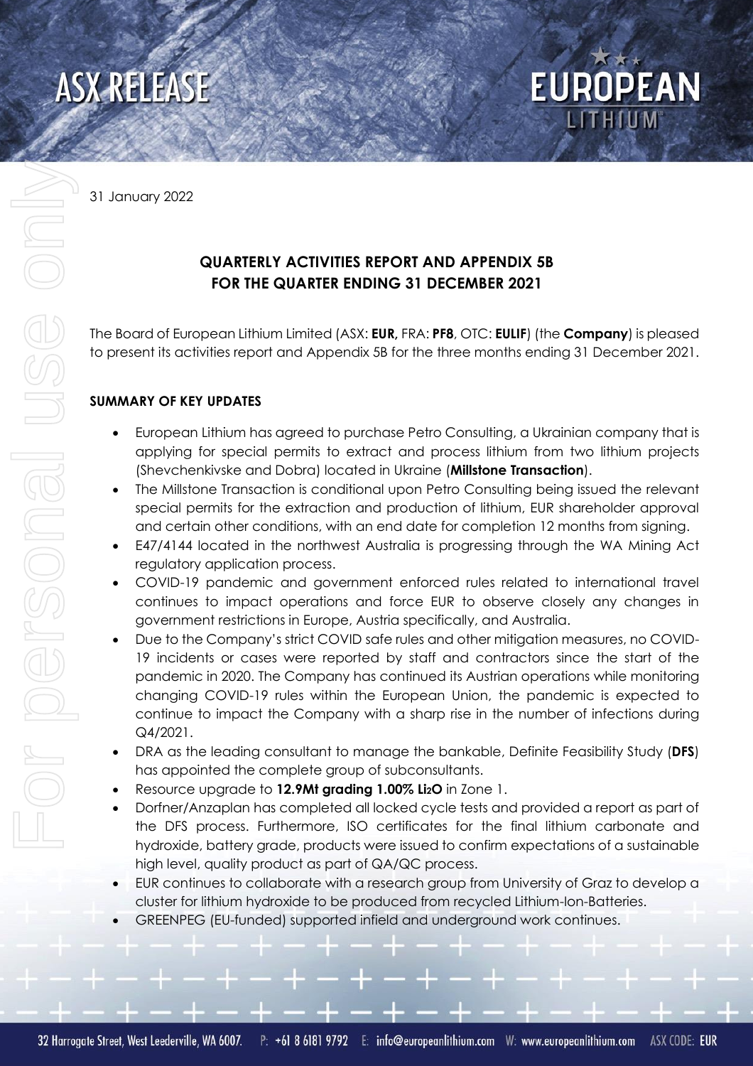# ASX RELEASE

31 January 2022

## QUARTERLY ACTIVITIES REPORT AND APPENDIX 5B FOR THE QUARTER ENDING 31 DECEMBER 2021

The Board of European Lithium Limited (ASX: **EUR,** FRA: **PF8**, OTC: **EULIF**) (the **Company**) is pleased to present its activities report and Appendix 5B for the three months ending 31 December 2021.

### SUMMARY OF KEY UPDATES

- European Lithium has agreed to purchase Petro Consulting, a Ukrainian company that is applying for special permits to extract and process lithium from two lithium projects (Shevchenkivske and Dobra) located in Ukraine (**Millstone Transaction**).
- The Millstone Transaction is conditional upon Petro Consulting being issued the relevant special permits for the extraction and production of lithium, EUR shareholder approval and certain other conditions, with an end date for completion 12 months from signing.
- E47/4144 located in the northwest Australia is progressing through the WA Mining Act regulatory application process.
- COVID-19 pandemic and government enforced rules related to international travel continues to impact operations and force EUR to observe closely any changes in government restrictions in Europe, Austria specifically, and Australia.
- Due to the Company's strict COVID safe rules and other mitigation measures, no COVID-19 incidents or cases were reported by staff and contractors since the start of the pandemic in 2020. The Company has continued its Austrian operations while monitoring changing COVID-19 rules within the European Union, the pandemic is expected to continue to impact the Company with a sharp rise in the number of infections during Q4/2021.
- DRA as the leading consultant to manage the bankable, Definite Feasibility Study (**DFS**) has appointed the complete group of subconsultants.
- Resource upgrade to **12.9Mt grading 1.00% $Li_2O$** in Zone 1.
- Dorfner/Anzaplan has completed all locked cycle tests and provided a report as part of the DFS process. Furthermore, ISO certificates for the final lithium carbonate and hydroxide, battery grade, products were issued to confirm expectations of a sustainable high level, quality product as part of QA/QC process.
- EUR continues to collaborate with a research group from University of Graz to develop a cluster for lithium hydroxide to be produced from recycled Lithium-Ion-Batteries.
- GREENPEG (EU-funded) supported infield and underground work continues.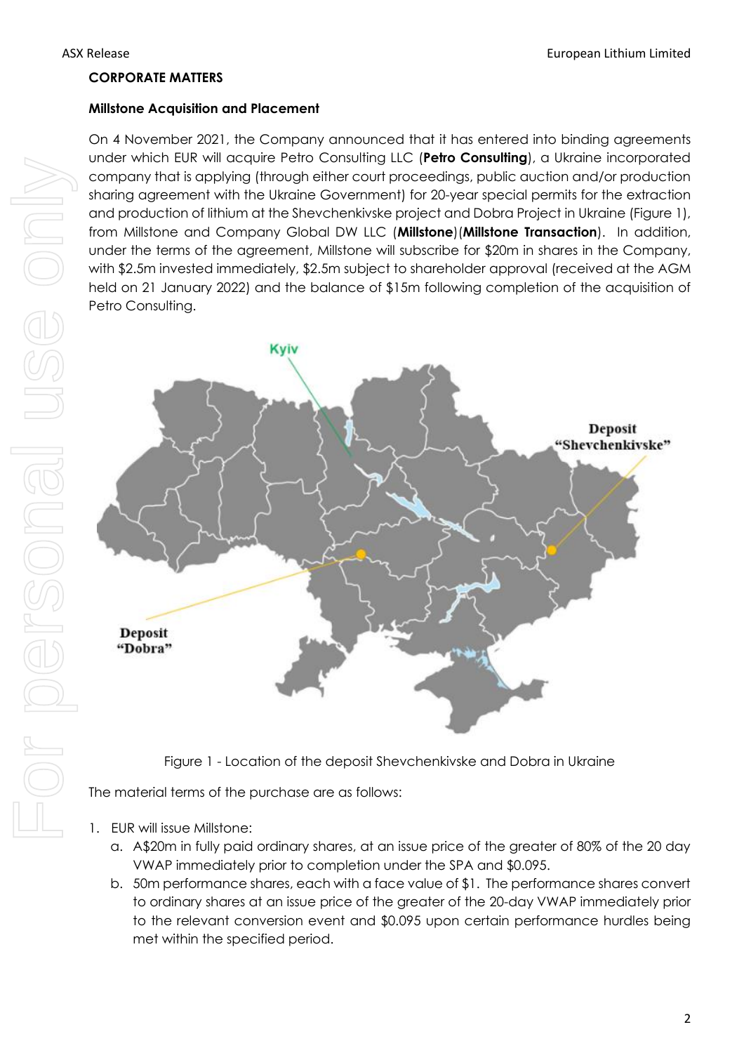## CORPORATE MATTERS

### Millstone Acquisition and Placement

On 4 November 2021, the Company announced that it has entered into binding agreements under which EUR will acquire Petro Consulting LLC (**Petro Consulting**), a Ukraine incorporated company that is applying (through either court proceedings, public auction and/or production sharing agreement with the Ukraine Government) for 20-year special permits for the extraction and production of lithium at the Shevchenkivske project and Dobra Project in Ukraine (Figure 1), from Millstone and Company Global DW LLC (**Millstone**)(**Millstone Transaction**). In addition, under the terms of the agreement, Millstone will subscribe for $20m in shares in the Company, with $2.5m invested immediately, $2.5m subject to shareholder approval (received at the AGM held on 21 January 2022) and the balance of $15m following completion of the acquisition of Petro Consulting.

Figure 1 - Location of the deposit Shevchenkivske and Dobra in Ukraine

The material terms of the purchase are as follows:

1. EUR will issue Millstone:
   a. A$20m in fully paid ordinary shares, at an issue price of the greater of 80% of the 20 day VWAP immediately prior to completion under the SPA and $0.095.
   b. 50m performance shares, each with a face value of $1. The performance shares convert to ordinary shares at an issue price of the greater of the 20-day VWAP immediately prior to the relevant conversion event and $0.095 upon certain performance hurdles being met within the specified period.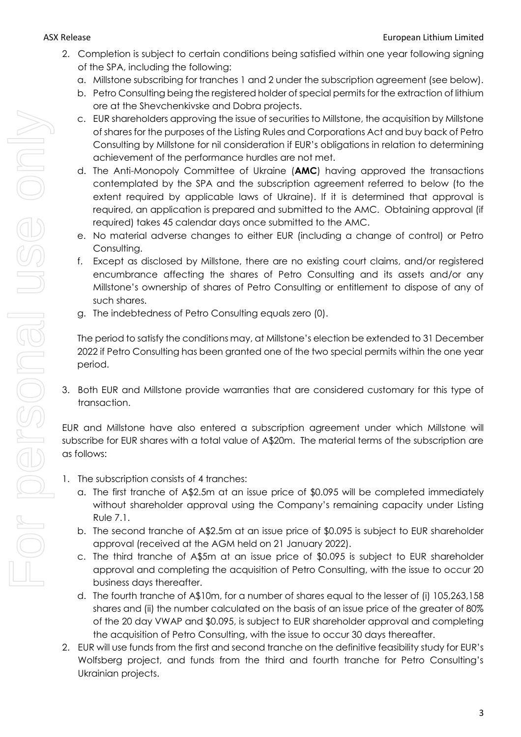2. Completion is subject to certain conditions being satisfied within one year following signing of the SPA, including the following:
   a. Millstone subscribing for tranches 1 and 2 under the subscription agreement (see below).
   b. Petro Consulting being the registered holder of special permits for the extraction of lithium ore at the Shevchenkivske and Dobra projects.
   c. EUR shareholders approving the issue of securities to Millstone, the acquisition by Millstone of shares for the purposes of the Listing Rules and Corporations Act and buy back of Petro Consulting by Millstone for nil consideration if EUR's obligations in relation to determining achievement of the performance hurdles are not met.
   d. The Anti-Monopoly Committee of Ukraine (**AMC**) having approved the transactions contemplated by the SPA and the subscription agreement referred to below (to the extent required by applicable laws of Ukraine). If it is determined that approval is required, an application is prepared and submitted to the AMC. Obtaining approval (if required) takes 45 calendar days once submitted to the AMC.
   e. No material adverse changes to either EUR (including a change of control) or Petro Consulting.
   f. Except as disclosed by Millstone, there are no existing court claims, and/or registered encumbrance affecting the shares of Petro Consulting and its assets and/or any Millstone's ownership of shares of Petro Consulting or entitlement to dispose of any of such shares.
   g. The indebtedness of Petro Consulting equals zero (0).

   The period to satisfy the conditions may, at Millstone's election be extended to 31 December 2022 if Petro Consulting has been granted one of the two special permits within the one year period.

3. Both EUR and Millstone provide warranties that are considered customary for this type of transaction.

EUR and Millstone have also entered a subscription agreement under which Millstone will subscribe for EUR shares with a total value of A$20m. The material terms of the subscription are as follows:

1. The subscription consists of 4 tranches:
   a. The first tranche of A$2.5m at an issue price of $0.095 will be completed immediately without shareholder approval using the Company's remaining capacity under Listing Rule 7.1.
   b. The second tranche of A$2.5m at an issue price of $0.095 is subject to EUR shareholder approval (received at the AGM held on 21 January 2022).
   c. The third tranche of A$5m at an issue price of $0.095 is subject to EUR shareholder approval and completing the acquisition of Petro Consulting, with the issue to occur 20 business days thereafter.
   d. The fourth tranche of A$10m, for a number of shares equal to the lesser of (i) 105,263,158 shares and (ii) the number calculated on the basis of an issue price of the greater of 80% of the 20 day VWAP and $0.095, is subject to EUR shareholder approval and completing the acquisition of Petro Consulting, with the issue to occur 30 days thereafter.
2. EUR will use funds from the first and second tranche on the definitive feasibility study for EUR's Wolfsberg project, and funds from the third and fourth tranche for Petro Consulting's Ukrainian projects.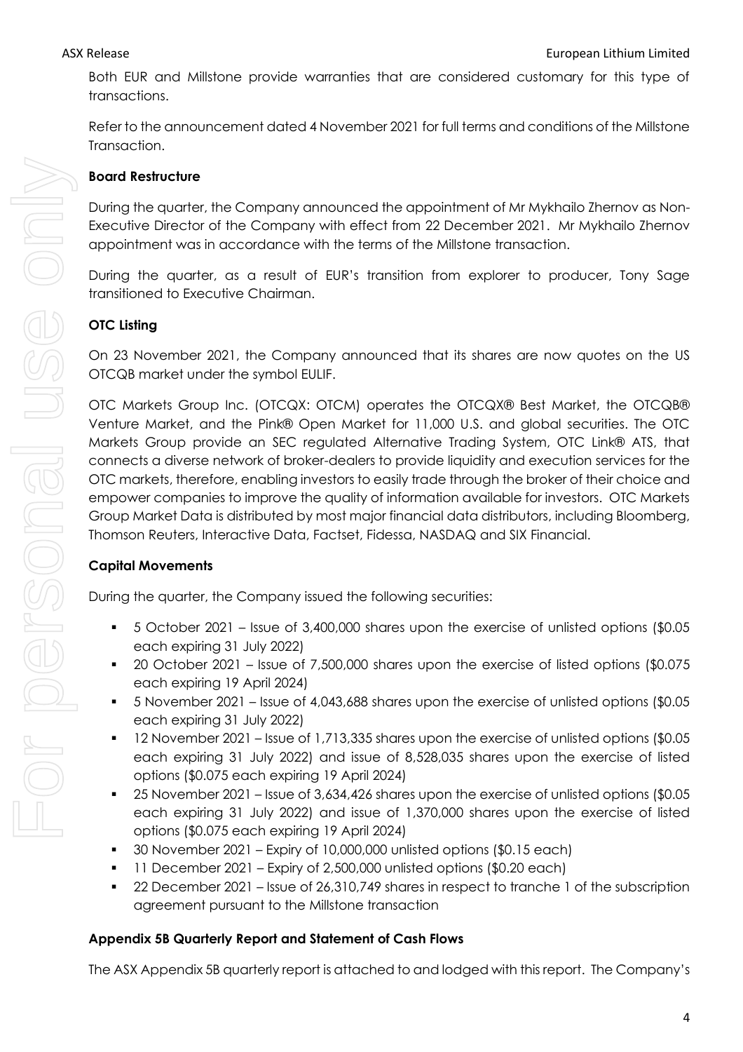Both EUR and Millstone provide warranties that are considered customary for this type of transactions.

Refer to the announcement dated 4 November 2021 for full terms and conditions of the Millstone Transaction.

**Board Restructure**

During the quarter, the Company announced the appointment of Mr Mykhailo Zhernov as Non-Executive Director of the Company with effect from 22 December 2021. Mr Mykhailo Zhernov appointment was in accordance with the terms of the Millstone transaction.

During the quarter, as a result of EUR's transition from explorer to producer, Tony Sage transitioned to Executive Chairman.

**OTC Listing**

On 23 November 2021, the Company announced that its shares are now quotes on the US OTCQB market under the symbol EULIF.

OTC Markets Group Inc. (OTCQX: OTCM) operates the OTCQX® Best Market, the OTCQB® Venture Market, and the Pink® Open Market for 11,000 U.S. and global securities. The OTC Markets Group provide an SEC regulated Alternative Trading System, OTC Link® ATS, that connects a diverse network of broker-dealers to provide liquidity and execution services for the OTC markets, therefore, enabling investors to easily trade through the broker of their choice and empower companies to improve the quality of information available for investors. OTC Markets Group Market Data is distributed by most major financial data distributors, including Bloomberg, Thomson Reuters, Interactive Data, Factset, Fidessa, NASDAQ and SIX Financial.

**Capital Movements**

During the quarter, the Company issued the following securities:

- 5 October 2021 – Issue of 3,400,000 shares upon the exercise of unlisted options ($0.05 each expiring 31 July 2022)
- 20 October 2021 – Issue of 7,500,000 shares upon the exercise of listed options ($0.075 each expiring 19 April 2024)
- 5 November 2021 – Issue of 4,043,688 shares upon the exercise of unlisted options ($0.05 each expiring 31 July 2022)
- 12 November 2021 – Issue of 1,713,335 shares upon the exercise of unlisted options ($0.05 each expiring 31 July 2022) and issue of 8,528,035 shares upon the exercise of listed options ($0.075 each expiring 19 April 2024)
- 25 November 2021 – Issue of 3,634,426 shares upon the exercise of unlisted options ($0.05 each expiring 31 July 2022) and issue of 1,370,000 shares upon the exercise of listed options ($0.075 each expiring 19 April 2024)
- 30 November 2021 – Expiry of 10,000,000 unlisted options ($0.15 each)
- 11 December 2021 – Expiry of 2,500,000 unlisted options ($0.20 each)
- 22 December 2021 – Issue of 26,310,749 shares in respect to tranche 1 of the subscription agreement pursuant to the Millstone transaction

**Appendix 5B Quarterly Report and Statement of Cash Flows**

The ASX Appendix 5B quarterly report is attached to and lodged with this report. The Company's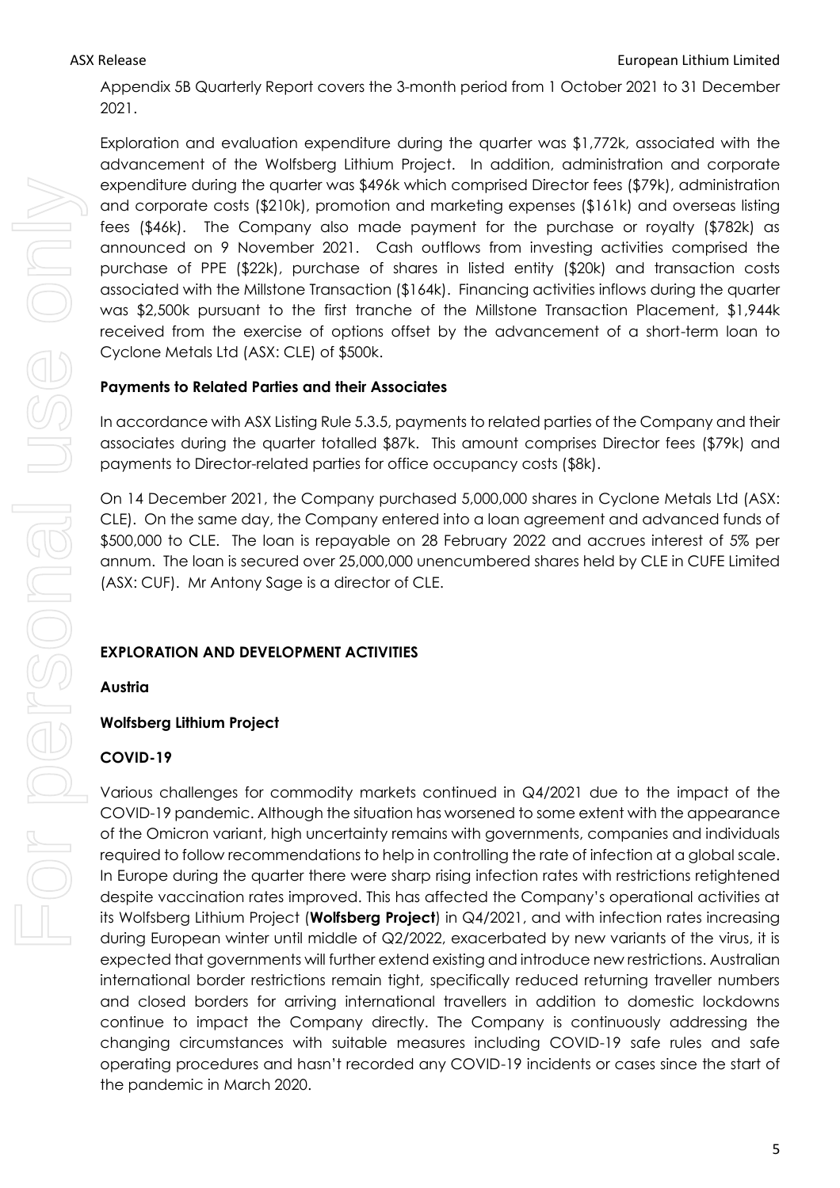Appendix 5B Quarterly Report covers the 3-month period from 1 October 2021 to 31 December 2021.

Exploration and evaluation expenditure during the quarter was $1,772k, associated with the advancement of the Wolfsberg Lithium Project. In addition, administration and corporate expenditure during the quarter was $496k which comprised Director fees ($79k), administration and corporate costs ($210k), promotion and marketing expenses ($161k) and overseas listing fees ($46k). The Company also made payment for the purchase or royalty ($782k) as announced on 9 November 2021. Cash outflows from investing activities comprised the purchase of PPE ($22k), purchase of shares in listed entity ($20k) and transaction costs associated with the Millstone Transaction ($164k). Financing activities inflows during the quarter was $2,500k pursuant to the first tranche of the Millstone Transaction Placement, $1,944k received from the exercise of options offset by the advancement of a short-term loan to Cyclone Metals Ltd (ASX: CLE) of $500k.

**Payments to Related Parties and their Associates**

In accordance with ASX Listing Rule 5.3.5, payments to related parties of the Company and their associates during the quarter totalled $87k. This amount comprises Director fees ($79k) and payments to Director-related parties for office occupancy costs ($8k).

On 14 December 2021, the Company purchased 5,000,000 shares in Cyclone Metals Ltd (ASX: CLE). On the same day, the Company entered into a loan agreement and advanced funds of $500,000 to CLE. The loan is repayable on 28 February 2022 and accrues interest of 5% per annum. The loan is secured over 25,000,000 unencumbered shares held by CLE in CUFE Limited (ASX: CUF). Mr Antony Sage is a director of CLE.

## EXPLORATION AND DEVELOPMENT ACTIVITIES

### Austria

### Wolfsberg Lithium Project

### COVID-19

Various challenges for commodity markets continued in Q4/2021 due to the impact of the COVID-19 pandemic. Although the situation has worsened to some extent with the appearance of the Omicron variant, high uncertainty remains with governments, companies and individuals required to follow recommendations to help in controlling the rate of infection at a global scale. In Europe during the quarter there were sharp rising infection rates with restrictions retightened despite vaccination rates improved. This has affected the Company's operational activities at its Wolfsberg Lithium Project (**Wolfsberg Project**) in Q4/2021, and with infection rates increasing during European winter until middle of Q2/2022, exacerbated by new variants of the virus, it is expected that governments will further extend existing and introduce new restrictions. Australian international border restrictions remain tight, specifically reduced returning traveller numbers and closed borders for arriving international travellers in addition to domestic lockdowns continue to impact the Company directly. The Company is continuously addressing the changing circumstances with suitable measures including COVID-19 safe rules and safe operating procedures and hasn't recorded any COVID-19 incidents or cases since the start of the pandemic in March 2020.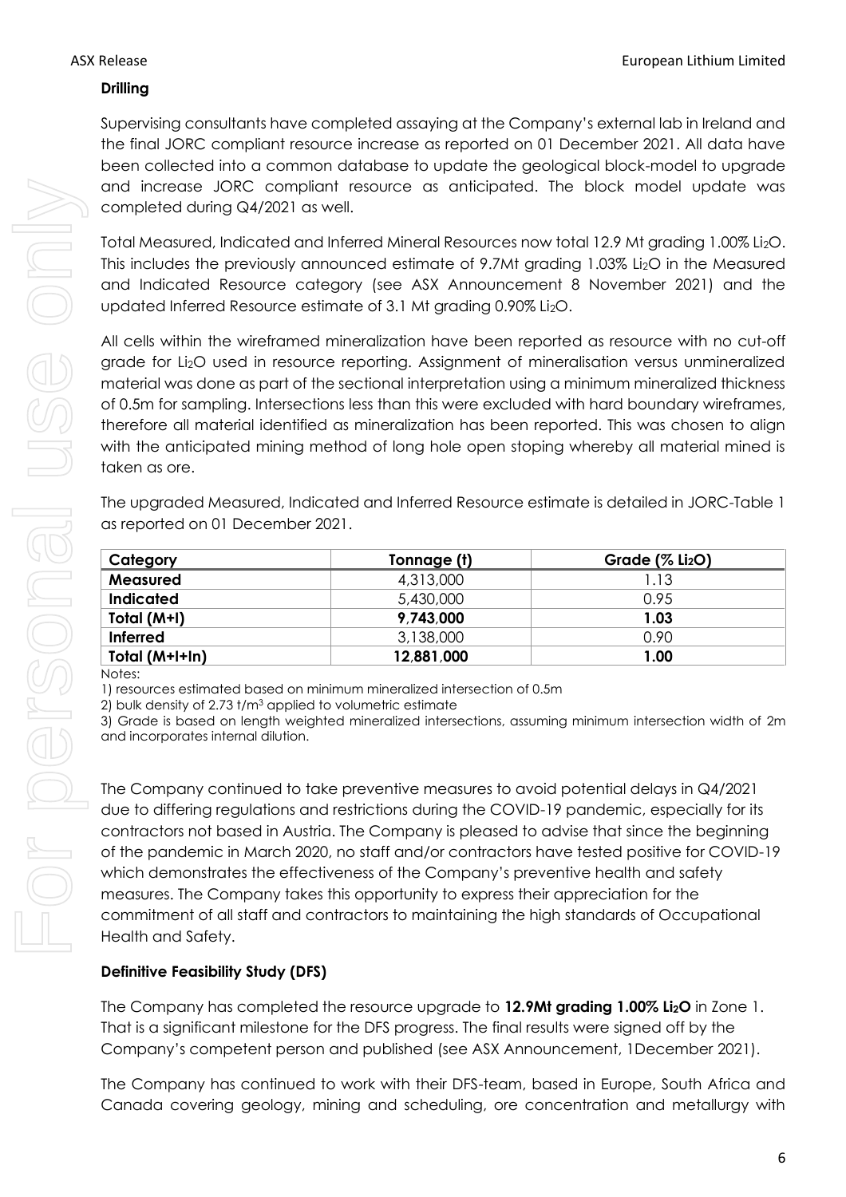**Drilling**

Supervising consultants have completed assaying at the Company's external lab in Ireland and the final JORC compliant resource increase as reported on 01 December 2021. All data have been collected into a common database to update the geological block-model to upgrade and increase JORC compliant resource as anticipated. The block model update was completed during Q4/2021 as well.

Total Measured, Indicated and Inferred Mineral Resources now total 12.9 Mt grading 1.00% $Li_2O$. This includes the previously announced estimate of 9.7Mt grading 1.03% $Li_2O$ in the Measured and Indicated Resource category (see ASX Announcement 8 November 2021) and the updated Inferred Resource estimate of 3.1 Mt grading 0.90% $Li_2O$.

All cells within the wireframed mineralization have been reported as resource with no cut-off grade for $Li_2O$ used in resource reporting. Assignment of mineralisation versus unmineralized material was done as part of the sectional interpretation using a minimum mineralized thickness of 0.5m for sampling. Intersections less than this were excluded with hard boundary wireframes, therefore all material identified as mineralization has been reported. This was chosen to align with the anticipated mining method of long hole open stoping whereby all material mined is taken as ore.

The upgraded Measured, Indicated and Inferred Resource estimate is detailed in JORC-Table 1 as reported on 01 December 2021.

| Category | Tonnage (t) | Grade (% $Li_2O$) |
|---|---|---|
| **Measured** | 4,313,000 | 1.13 |
| **Indicated** | 5,430,000 | 0.95 |
| **Total (M+I)** | **9,743,000** | **1.03** |
| **Inferred** | 3,138,000 | 0.90 |
| **Total (M+I+In)** | **12,881,000** | **1.00** |

Notes:

1) resources estimated based on minimum mineralized intersection of 0.5m

2) bulk density of 2.73 t/$m^3$ applied to volumetric estimate

3) Grade is based on length weighted mineralized intersections, assuming minimum intersection width of 2m and incorporates internal dilution.

The Company continued to take preventive measures to avoid potential delays in Q4/2021 due to differing regulations and restrictions during the COVID-19 pandemic, especially for its contractors not based in Austria. The Company is pleased to advise that since the beginning of the pandemic in March 2020, no staff and/or contractors have tested positive for COVID-19 which demonstrates the effectiveness of the Company's preventive health and safety measures. The Company takes this opportunity to express their appreciation for the commitment of all staff and contractors to maintaining the high standards of Occupational Health and Safety.

**Definitive Feasibility Study (DFS)**

The Company has completed the resource upgrade to **12.9Mt grading 1.00% $Li_2O$** in Zone 1. That is a significant milestone for the DFS progress. The final results were signed off by the Company's competent person and published (see ASX Announcement, 1December 2021).

The Company has continued to work with their DFS-team, based in Europe, South Africa and Canada covering geology, mining and scheduling, ore concentration and metallurgy with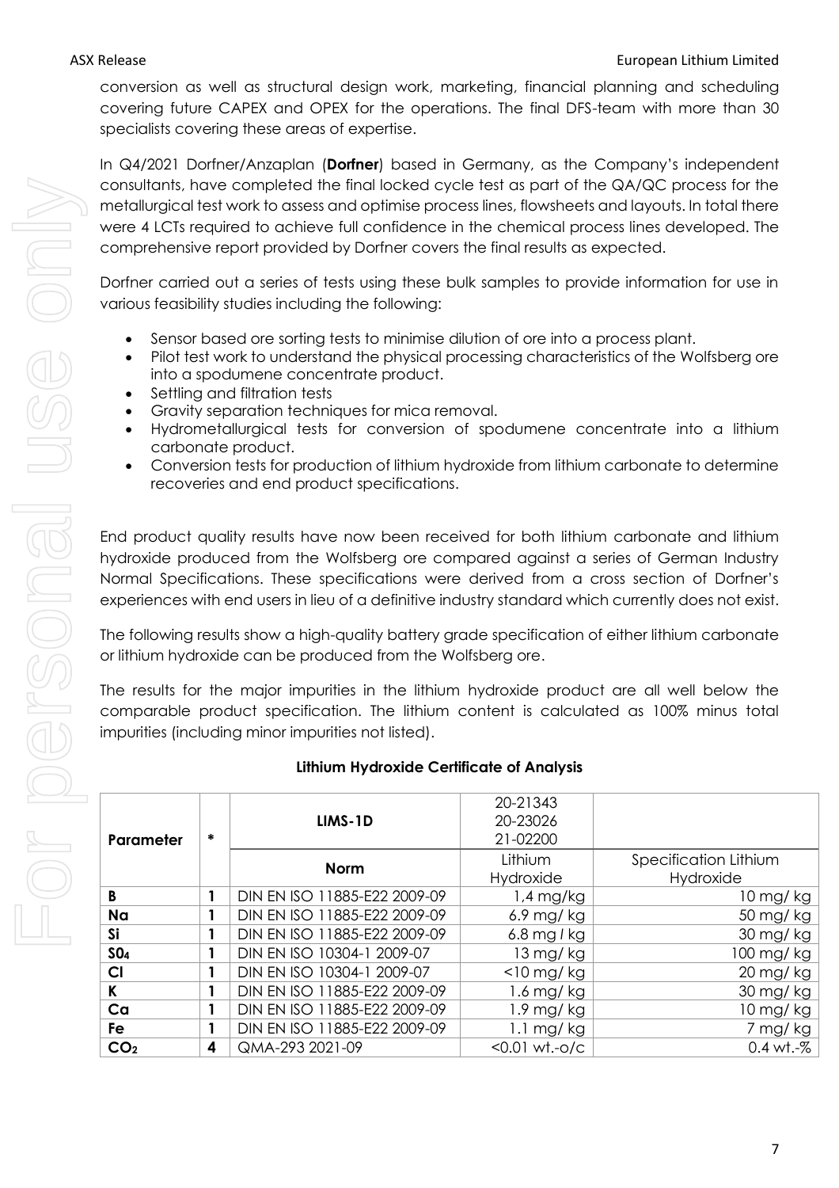conversion as well as structural design work, marketing, financial planning and scheduling covering future CAPEX and OPEX for the operations. The final DFS-team with more than 30 specialists covering these areas of expertise.

In Q4/2021 Dorfner/Anzaplan (**Dorfner**) based in Germany, as the Company's independent consultants, have completed the final locked cycle test as part of the QA/QC process for the metallurgical test work to assess and optimise process lines, flowsheets and layouts. In total there were 4 LCTs required to achieve full confidence in the chemical process lines developed. The comprehensive report provided by Dorfner covers the final results as expected.

Dorfner carried out a series of tests using these bulk samples to provide information for use in various feasibility studies including the following:

- Sensor based ore sorting tests to minimise dilution of ore into a process plant.
- Pilot test work to understand the physical processing characteristics of the Wolfsberg ore into a spodumene concentrate product.
- Settling and filtration tests
- Gravity separation techniques for mica removal.
- Hydrometallurgical tests for conversion of spodumene concentrate into a lithium carbonate product.
- Conversion tests for production of lithium hydroxide from lithium carbonate to determine recoveries and end product specifications.

End product quality results have now been received for both lithium carbonate and lithium hydroxide produced from the Wolfsberg ore compared against a series of German Industry Normal Specifications. These specifications were derived from a cross section of Dorfner's experiences with end users in lieu of a definitive industry standard which currently does not exist.

The following results show a high-quality battery grade specification of either lithium carbonate or lithium hydroxide can be produced from the Wolfsberg ore.

The results for the major impurities in the lithium hydroxide product are all well below the comparable product specification. The lithium content is calculated as 100% minus total impurities (including minor impurities not listed).

**Lithium Hydroxide Certificate of Analysis**

| Parameter | * | LIMS-1D | 20-21343 20-23026 21-02200 | |
|---|---|---|---|---|
| | | Norm | Lithium Hydroxide | Specification Lithium Hydroxide |
| **B** | 1 | DIN EN ISO 11885-E22 2009-09 | 1,4 mg/kg | 10 mg/ kg |
| **Na** | 1 | DIN EN ISO 11885-E22 2009-09 | 6.9 mg/ kg | 50 mg/ kg |
| **Si** | 1 | DIN EN ISO 11885-E22 2009-09 | 6.8 mg / kg | 30 mg/ kg |
| **$SO_4$** | 1 | DIN EN ISO 10304-1 2009-07 | 13 mg/ kg | 100 mg/ kg |
| **Cl** | 1 | DIN EN ISO 10304-1 2009-07 | <10 mg/ kg | 20 mg/ kg |
| **K** | 1 | DIN EN ISO 11885-E22 2009-09 | 1.6 mg/ kg | 30 mg/ kg |
| **Ca** | 1 | DIN EN ISO 11885-E22 2009-09 | 1.9 mg/ kg | 10 mg/ kg |
| **Fe** | 1 | DIN EN ISO 11885-E22 2009-09 | 1.1 mg/ kg | 7 mg/ kg |
| **$CO_2$** | 4 | QMA-293 2021-09 | <0.01 wt.-o/c | 0.4 wt.-% |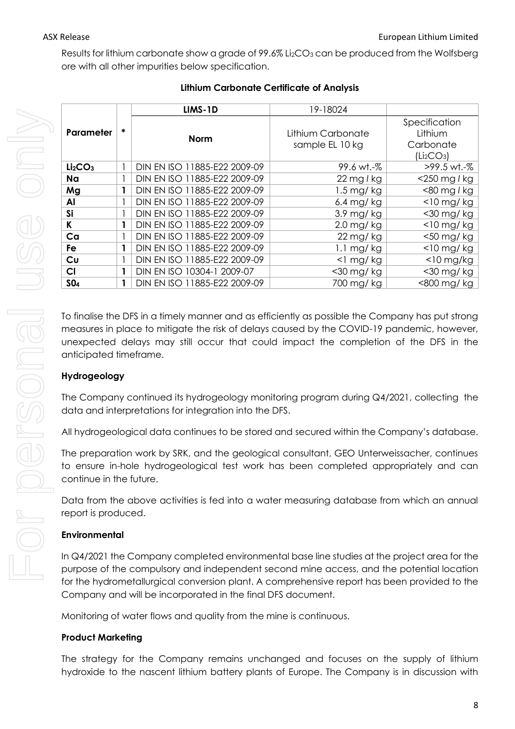Results for lithium carbonate show a grade of 99.6% $Li_2CO_3$ can be produced from the Wolfsberg ore with all other impurities below specification.

**Lithium Carbonate Certificate of Analysis**

| Parameter | * | LIMS-1D | 19-18024 | |
|---|---|---|---|---|
| | | Norm | Lithium Carbonate sample EL 10 kg | Specification Lithium Carbonate ($Li_2CO_3$) |
| **$Li_2CO_3$** | 1 | DIN EN ISO 11885-E22 2009-09 | 99.6 wt.-% | >99.5 wt.-% |
| **Na** | 1 | DIN EN ISO 11885-E22 2009-09 | 22 mg / kg | <250 mg / kg |
| **Mg** | **1** | DIN EN ISO 11885-E22 2009-09 | 1.5 mg/ kg | <80 mg / kg |
| **Al** | 1 | DIN EN ISO 11885-E22 2009-09 | 6.4 mg/ kg | <10 mg/ kg |
| **Si** | 1 | DIN EN ISO 11885-E22 2009-09 | 3.9 mg/ kg | <30 mg/ kg |
| **K** | **1** | DIN EN ISO 11885-E22 2009-09 | 2.0 mg/ kg | <10 mg/ kg |
| **Ca** | 1 | DIN EN ISO 11885-E22 2009-09 | 22 mg/ kg | <50 mg/ kg |
| **Fe** | **1** | DIN EN ISO 11885-E22 2009-09 | 1.1 mg/ kg | <10 mg/ kg |
| **Cu** | 1 | DIN EN ISO 11885-E22 2009-09 | <1 mg/ kg | <10 mg/kg |
| **Cl** | **1** | DIN EN ISO 10304-1 2009-07 | <30 mg/ kg | <30 mg/ kg |
| **$SO_4$** | **1** | DIN EN ISO 11885-E22 2009-09 | 700 mg/ kg | <800 mg/ kg |

To finalise the DFS in a timely manner and as efficiently as possible the Company has put strong measures in place to mitigate the risk of delays caused by the COVID-19 pandemic, however, unexpected delays may still occur that could impact the completion of the DFS in the anticipated timeframe.

### Hydrogeology

The Company continued its hydrogeology monitoring program during Q4/2021, collecting the data and interpretations for integration into the DFS.

All hydrogeological data continues to be stored and secured within the Company's database.

The preparation work by SRK, and the geological consultant, GEO Unterweissacher, continues to ensure in-hole hydrogeological test work has been completed appropriately and can continue in the future.

Data from the above activities is fed into a water measuring database from which an annual report is produced.

### Environmental

In Q4/2021 the Company completed environmental base line studies at the project area for the purpose of the compulsory and independent second mine access, and the potential location for the hydrometallurgical conversion plant. A comprehensive report has been provided to the Company and will be incorporated in the final DFS document.

Monitoring of water flows and quality from the mine is continuous.

### Product Marketing

The strategy for the Company remains unchanged and focuses on the supply of lithium hydroxide to the nascent lithium battery plants of Europe. The Company is in discussion with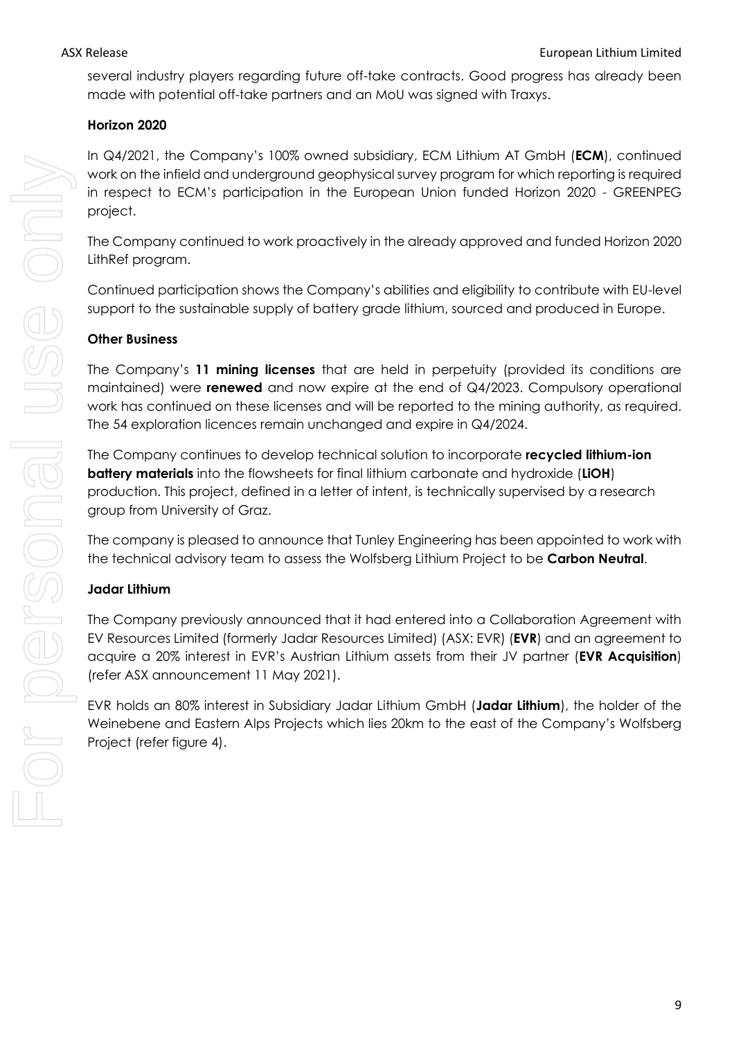several industry players regarding future off-take contracts. Good progress has already been made with potential off-take partners and an MoU was signed with Traxys.

### Horizon 2020

In Q4/2021, the Company's 100% owned subsidiary, ECM Lithium AT GmbH (**ECM**), continued work on the infield and underground geophysical survey program for which reporting is required in respect to ECM's participation in the European Union funded Horizon 2020 - GREENPEG project.

The Company continued to work proactively in the already approved and funded Horizon 2020 LithRef program.

Continued participation shows the Company's abilities and eligibility to contribute with EU-level support to the sustainable supply of battery grade lithium, sourced and produced in Europe.

### Other Business

The Company's **11 mining licenses** that are held in perpetuity (provided its conditions are maintained) were **renewed** and now expire at the end of Q4/2023. Compulsory operational work has continued on these licenses and will be reported to the mining authority, as required. The 54 exploration licences remain unchanged and expire in Q4/2024.

The Company continues to develop technical solution to incorporate **recycled lithium-ion battery materials** into the flowsheets for final lithium carbonate and hydroxide (**LiOH**) production. This project, defined in a letter of intent, is technically supervised by a research group from University of Graz.

The company is pleased to announce that Tunley Engineering has been appointed to work with the technical advisory team to assess the Wolfsberg Lithium Project to be **Carbon Neutral**.

### Jadar Lithium

The Company previously announced that it had entered into a Collaboration Agreement with EV Resources Limited (formerly Jadar Resources Limited) (ASX: EVR) (**EVR**) and an agreement to acquire a 20% interest in EVR's Austrian Lithium assets from their JV partner (**EVR Acquisition**) (refer ASX announcement 11 May 2021).

EVR holds an 80% interest in Subsidiary Jadar Lithium GmbH (**Jadar Lithium**), the holder of the Weinebene and Eastern Alps Projects which lies 20km to the east of the Company's Wolfsberg Project (refer figure 4).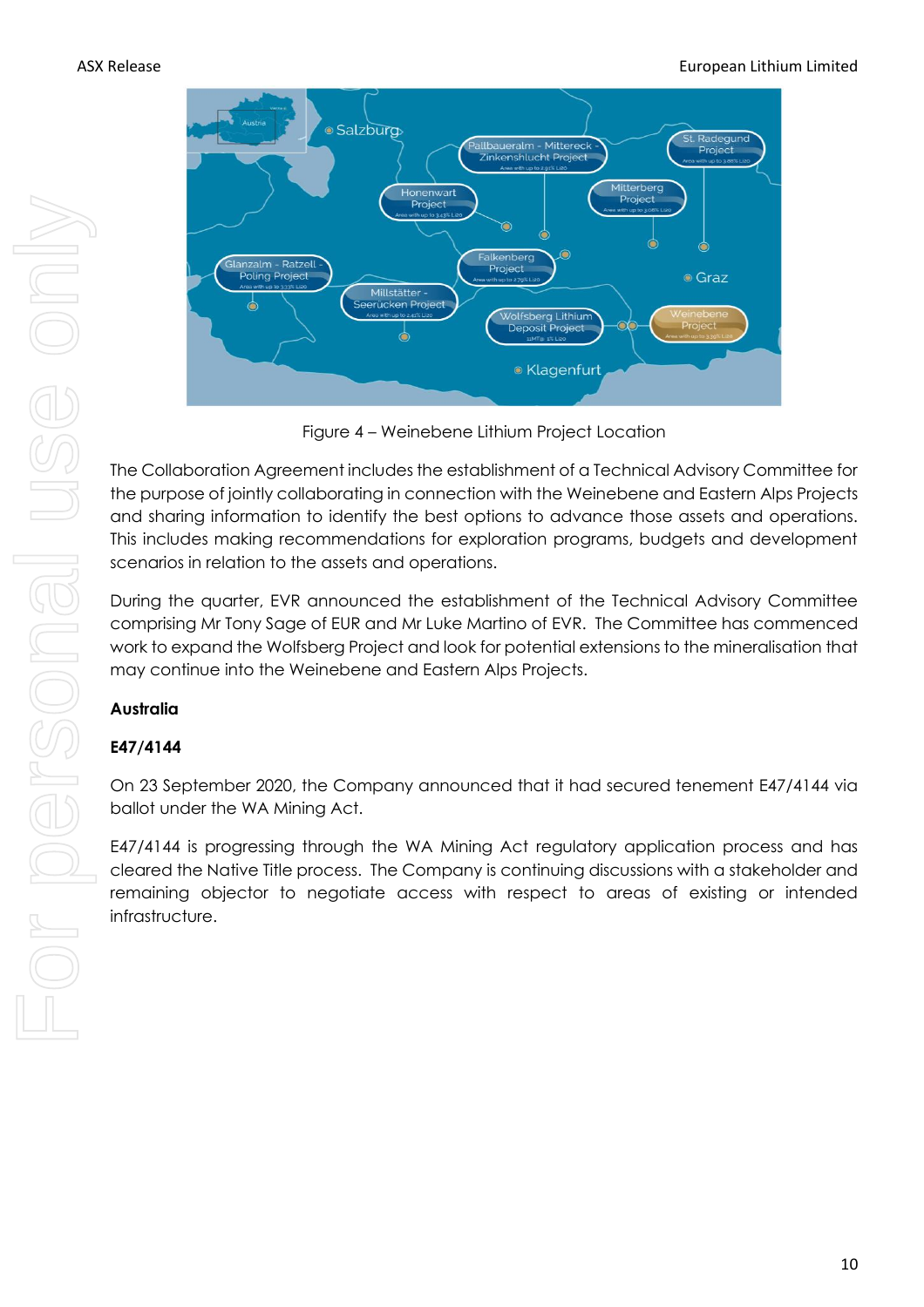Figure 4 – Weinebene Lithium Project Location

The Collaboration Agreement includes the establishment of a Technical Advisory Committee for the purpose of jointly collaborating in connection with the Weinebene and Eastern Alps Projects and sharing information to identify the best options to advance those assets and operations. This includes making recommendations for exploration programs, budgets and development scenarios in relation to the assets and operations.

During the quarter, EVR announced the establishment of the Technical Advisory Committee comprising Mr Tony Sage of EUR and Mr Luke Martino of EVR. The Committee has commenced work to expand the Wolfsberg Project and look for potential extensions to the mineralisation that may continue into the Weinebene and Eastern Alps Projects.

**Australia**

**E47/4144**

On 23 September 2020, the Company announced that it had secured tenement E47/4144 via ballot under the WA Mining Act.

E47/4144 is progressing through the WA Mining Act regulatory application process and has cleared the Native Title process. The Company is continuing discussions with a stakeholder and remaining objector to negotiate access with respect to areas of existing or intended infrastructure.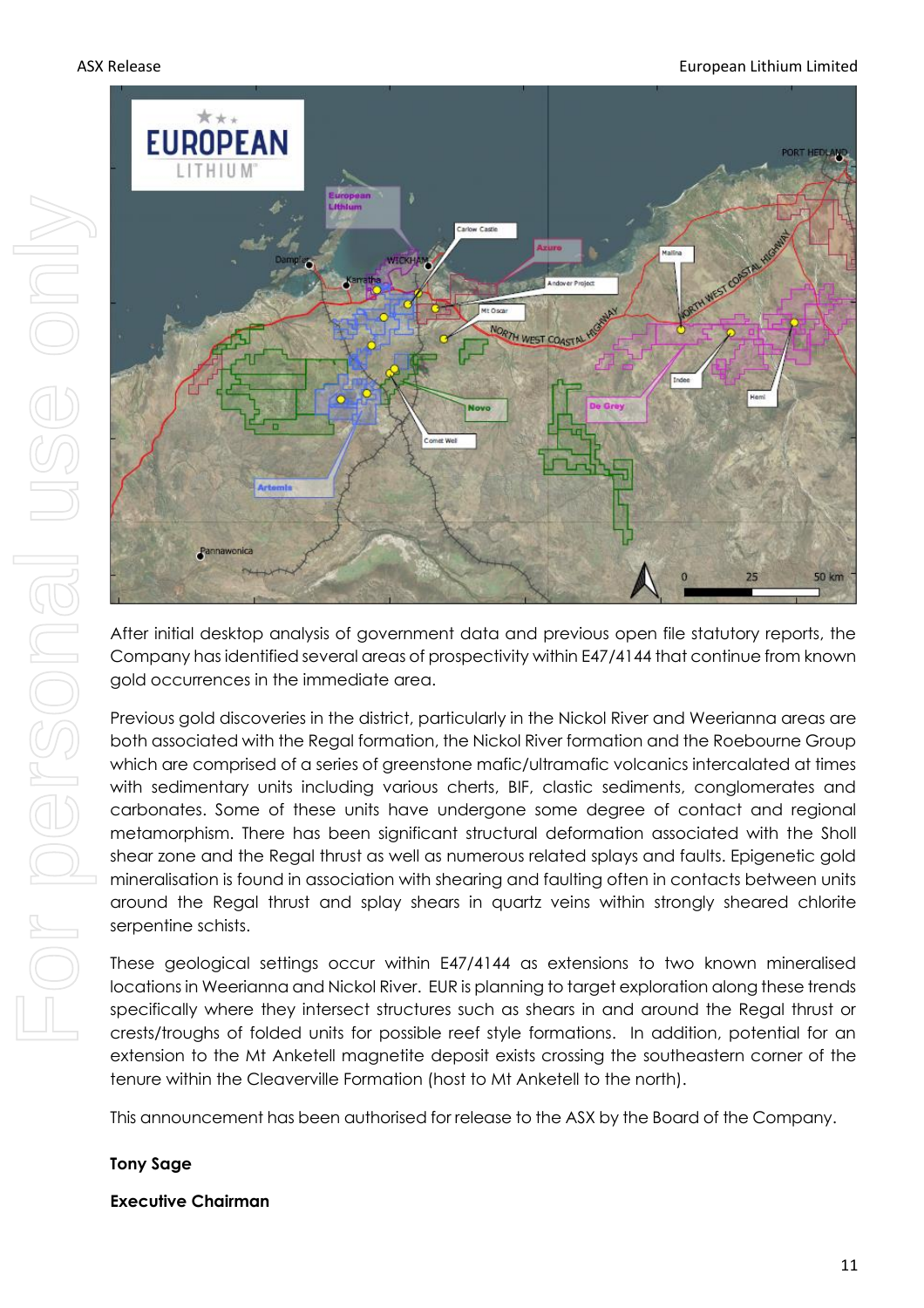After initial desktop analysis of government data and previous open file statutory reports, the Company has identified several areas of prospectivity within E47/4144 that continue from known gold occurrences in the immediate area.

Previous gold discoveries in the district, particularly in the Nickol River and Weerianna areas are both associated with the Regal formation, the Nickol River formation and the Roebourne Group which are comprised of a series of greenstone mafic/ultramafic volcanics intercalated at times with sedimentary units including various cherts, BIF, clastic sediments, conglomerates and carbonates. Some of these units have undergone some degree of contact and regional metamorphism. There has been significant structural deformation associated with the Sholl shear zone and the Regal thrust as well as numerous related splays and faults. Epigenetic gold mineralisation is found in association with shearing and faulting often in contacts between units around the Regal thrust and splay shears in quartz veins within strongly sheared chlorite serpentine schists.

These geological settings occur within E47/4144 as extensions to two known mineralised locations in Weerianna and Nickol River. EUR is planning to target exploration along these trends specifically where they intersect structures such as shears in and around the Regal thrust or crests/troughs of folded units for possible reef style formations. In addition, potential for an extension to the Mt Anketell magnetite deposit exists crossing the southeastern corner of the tenure within the Cleaverville Formation (host to Mt Anketell to the north).

This announcement has been authorised for release to the ASX by the Board of the Company.

**Tony Sage**

**Executive Chairman**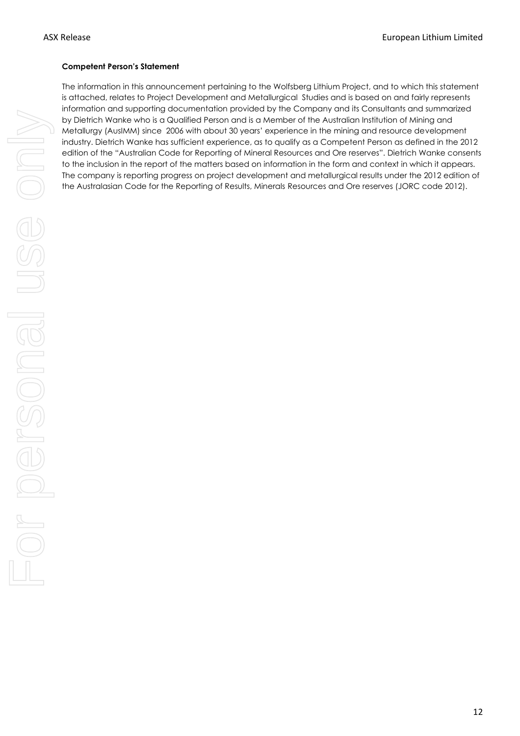**Competent Person's Statement**

The information in this announcement pertaining to the Wolfsberg Lithium Project, and to which this statement is attached, relates to Project Development and Metallurgical Studies and is based on and fairly represents information and supporting documentation provided by the Company and its Consultants and summarized by Dietrich Wanke who is a Qualified Person and is a Member of the Australian Institution of Mining and Metallurgy (AusIMM) since 2006 with about 30 years' experience in the mining and resource development industry. Dietrich Wanke has sufficient experience, as to qualify as a Competent Person as defined in the 2012 edition of the "Australian Code for Reporting of Mineral Resources and Ore reserves". Dietrich Wanke consents to the inclusion in the report of the matters based on information in the form and context in which it appears. The company is reporting progress on project development and metallurgical results under the 2012 edition of the Australasian Code for the Reporting of Results, Minerals Resources and Ore reserves (JORC code 2012).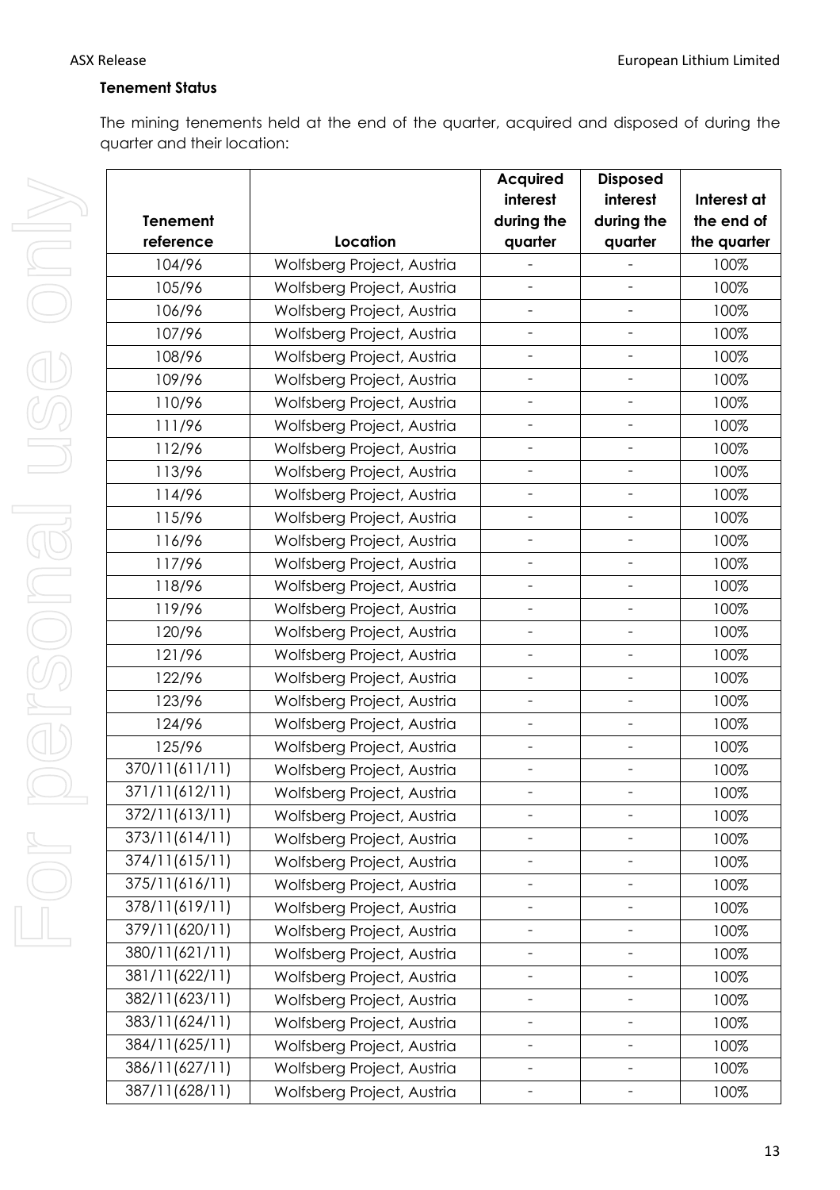**Tenement Status**

The mining tenements held at the end of the quarter, acquired and disposed of during the quarter and their location:

| Tenement reference | Location | Acquired interest during the quarter | Disposed interest during the quarter | Interest at the end of the quarter |
|---|---|---|---|---|
| 104/96 | Wolfsberg Project, Austria | - | - | 100% |
| 105/96 | Wolfsberg Project, Austria | - | - | 100% |
| 106/96 | Wolfsberg Project, Austria | - | - | 100% |
| 107/96 | Wolfsberg Project, Austria | - | - | 100% |
| 108/96 | Wolfsberg Project, Austria | - | - | 100% |
| 109/96 | Wolfsberg Project, Austria | - | - | 100% |
| 110/96 | Wolfsberg Project, Austria | - | - | 100% |
| 111/96 | Wolfsberg Project, Austria | - | - | 100% |
| 112/96 | Wolfsberg Project, Austria | - | - | 100% |
| 113/96 | Wolfsberg Project, Austria | - | - | 100% |
| 114/96 | Wolfsberg Project, Austria | - | - | 100% |
| 115/96 | Wolfsberg Project, Austria | - | - | 100% |
| 116/96 | Wolfsberg Project, Austria | - | - | 100% |
| 117/96 | Wolfsberg Project, Austria | - | - | 100% |
| 118/96 | Wolfsberg Project, Austria | - | - | 100% |
| 119/96 | Wolfsberg Project, Austria | - | - | 100% |
| 120/96 | Wolfsberg Project, Austria | - | - | 100% |
| 121/96 | Wolfsberg Project, Austria | - | - | 100% |
| 122/96 | Wolfsberg Project, Austria | - | - | 100% |
| 123/96 | Wolfsberg Project, Austria | - | - | 100% |
| 124/96 | Wolfsberg Project, Austria | - | - | 100% |
| 125/96 | Wolfsberg Project, Austria | - | - | 100% |
| 370/11(611/11) | Wolfsberg Project, Austria | - | - | 100% |
| 371/11(612/11) | Wolfsberg Project, Austria | - | - | 100% |
| 372/11(613/11) | Wolfsberg Project, Austria | - | - | 100% |
| 373/11(614/11) | Wolfsberg Project, Austria | - | - | 100% |
| 374/11(615/11) | Wolfsberg Project, Austria | - | - | 100% |
| 375/11(616/11) | Wolfsberg Project, Austria | - | - | 100% |
| 378/11(619/11) | Wolfsberg Project, Austria | - | - | 100% |
| 379/11(620/11) | Wolfsberg Project, Austria | - | - | 100% |
| 380/11(621/11) | Wolfsberg Project, Austria | - | - | 100% |
| 381/11(622/11) | Wolfsberg Project, Austria | - | - | 100% |
| 382/11(623/11) | Wolfsberg Project, Austria | - | - | 100% |
| 383/11(624/11) | Wolfsberg Project, Austria | - | - | 100% |
| 384/11(625/11) | Wolfsberg Project, Austria | - | - | 100% |
| 386/11(627/11) | Wolfsberg Project, Austria | - | - | 100% |
| 387/11(628/11) | Wolfsberg Project, Austria | - | - | 100% |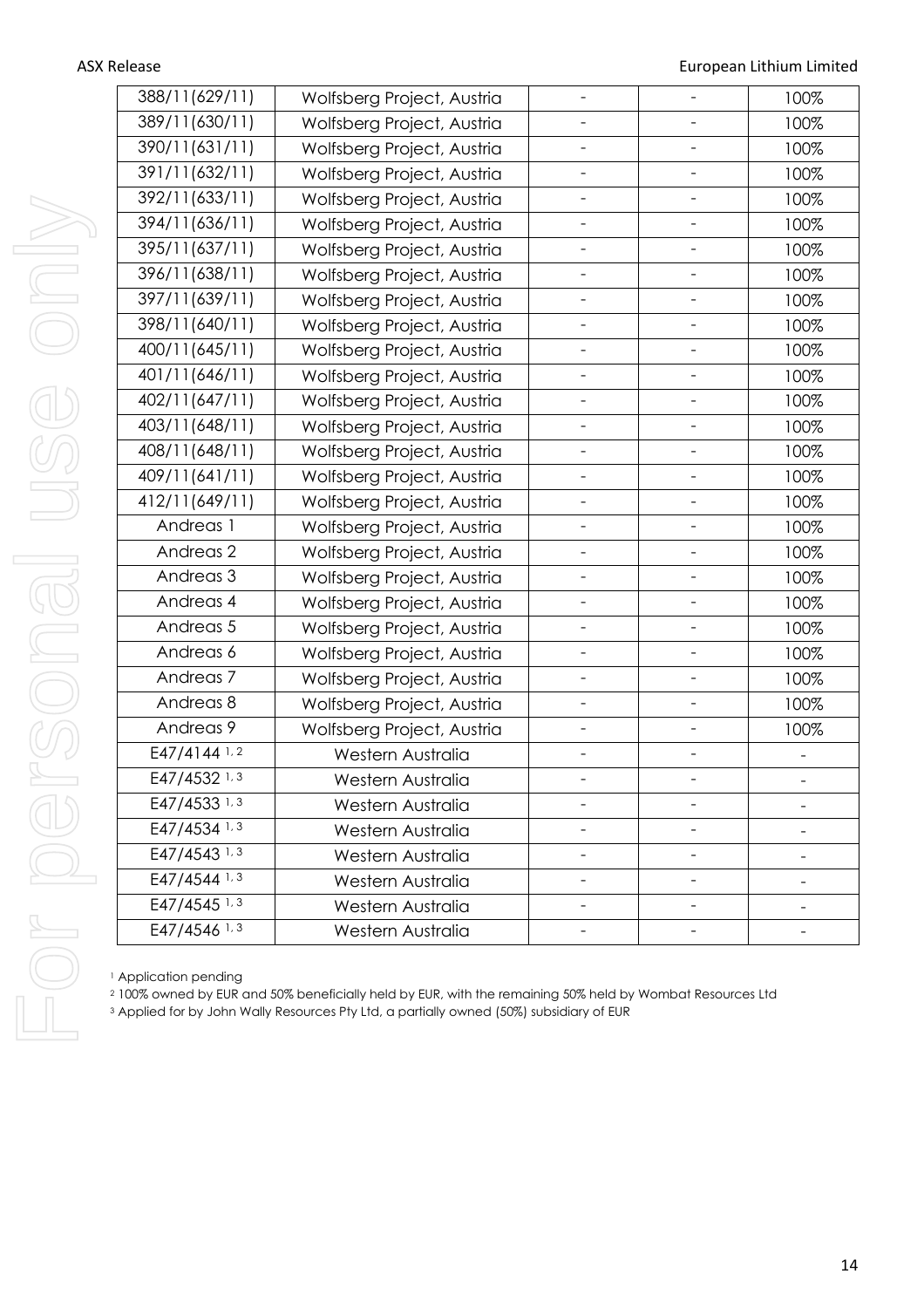| 388/11(629/11) | Wolfsberg Project, Austria | - | - | 100% |
|---|---|---|---|---|
| 389/11(630/11) | Wolfsberg Project, Austria | - | - | 100% |
| 390/11(631/11) | Wolfsberg Project, Austria | - | - | 100% |
| 391/11(632/11) | Wolfsberg Project, Austria | - | - | 100% |
| 392/11(633/11) | Wolfsberg Project, Austria | - | - | 100% |
| 394/11(636/11) | Wolfsberg Project, Austria | - | - | 100% |
| 395/11(637/11) | Wolfsberg Project, Austria | - | - | 100% |
| 396/11(638/11) | Wolfsberg Project, Austria | - | - | 100% |
| 397/11(639/11) | Wolfsberg Project, Austria | - | - | 100% |
| 398/11(640/11) | Wolfsberg Project, Austria | - | - | 100% |
| 400/11(645/11) | Wolfsberg Project, Austria | - | - | 100% |
| 401/11(646/11) | Wolfsberg Project, Austria | - | - | 100% |
| 402/11(647/11) | Wolfsberg Project, Austria | - | - | 100% |
| 403/11(648/11) | Wolfsberg Project, Austria | - | - | 100% |
| 408/11(648/11) | Wolfsberg Project, Austria | - | - | 100% |
| 409/11(641/11) | Wolfsberg Project, Austria | - | - | 100% |
| 412/11(649/11) | Wolfsberg Project, Austria | - | - | 100% |
| Andreas 1 | Wolfsberg Project, Austria | - | - | 100% |
| Andreas 2 | Wolfsberg Project, Austria | - | - | 100% |
| Andreas 3 | Wolfsberg Project, Austria | - | - | 100% |
| Andreas 4 | Wolfsberg Project, Austria | - | - | 100% |
| Andreas 5 | Wolfsberg Project, Austria | - | - | 100% |
| Andreas 6 | Wolfsberg Project, Austria | - | - | 100% |
| Andreas 7 | Wolfsberg Project, Austria | - | - | 100% |
| Andreas 8 | Wolfsberg Project, Austria | - | - | 100% |
| Andreas 9 | Wolfsberg Project, Austria | - | - | 100% |
| E47/4144 [1, 2] | Western Australia | - | - | - |
| E47/4532 [1, 3] | Western Australia | - | - | - |
| E47/4533 [1, 3] | Western Australia | - | - | - |
| E47/4534 [1, 3] | Western Australia | - | - | - |
| E47/4543 [1, 3] | Western Australia | - | - | - |
| E47/4544 [1, 3] | Western Australia | - | - | - |
| E47/4545 [1, 3] | Western Australia | - | - | - |
| E47/4546 [1, 3] | Western Australia | - | - | - |

[1] Application pending

[2] 100% owned by EUR and 50% beneficially held by EUR, with the remaining 50% held by Wombat Resources Ltd

[3] Applied for by John Wally Resources Pty Ltd, a partially owned (50%) subsidiary of EUR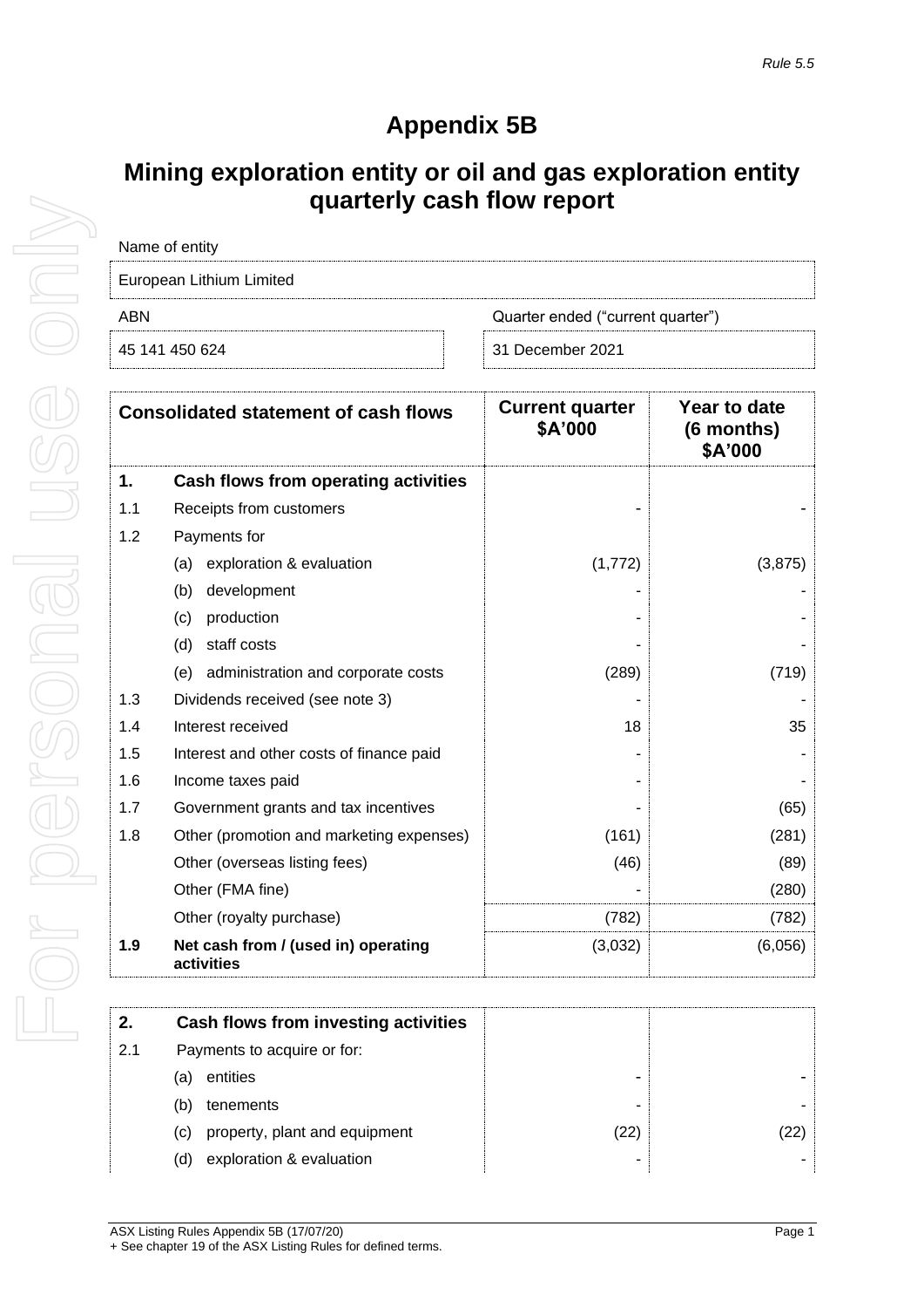Rule 5.5

# Appendix 5B

## Mining exploration entity or oil and gas exploration entity quarterly cash flow report

| Name of entity | |
|---|---|
| European Lithium Limited | |
| **ABN** | **Quarter ended ("current quarter")** |
| 45 141 450 624 | 31 December 2021 |

| | Consolidated statement of cash flows | Current quarter $A'000 | Year to date (6 months) $A'000 |
|---|---|---|---|
| **1.** | **Cash flows from operating activities** | | |
| 1.1 | Receipts from customers | - | - |
| 1.2 | Payments for | | |
| | (a) exploration & evaluation | (1,772) | (3,875) |
| | (b) development | - | - |
| | (c) production | - | - |
| | (d) staff costs | - | - |
| | (e) administration and corporate costs | (289) | (719) |
| 1.3 | Dividends received (see note 3) | - | - |
| 1.4 | Interest received | 18 | 35 |
| 1.5 | Interest and other costs of finance paid | - | - |
| 1.6 | Income taxes paid | - | - |
| 1.7 | Government grants and tax incentives | - | (65) |
| 1.8 | Other (promotion and marketing expenses) | (161) | (281) |
| | Other (overseas listing fees) | (46) | (89) |
| | Other (FMA fine) | - | (280) |
| | Other (royalty purchase) | (782) | (782) |
| **1.9** | **Net cash from / (used in) operating activities** | (3,032) | (6,056) |

| | | | |
|---|---|---|---|
| **2.** | **Cash flows from investing activities** | | |
| 2.1 | Payments to acquire or for: | | |
| | (a) entities | - | - |
| | (b) tenements | - | - |
| | (c) property, plant and equipment | (22) | (22) |
| | (d) exploration & evaluation | - | - |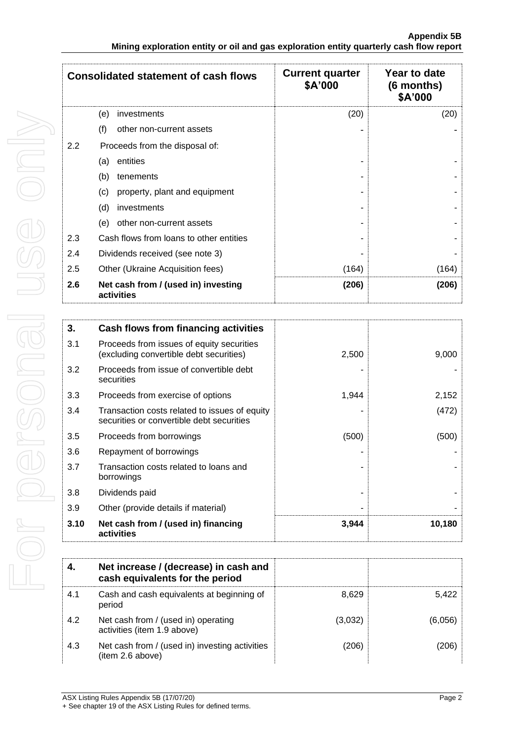| Consolidated statement of cash flows | | Current quarter $A'000 | Year to date (6 months) $A'000 |
|---|---|---|---|
| | (e) investments | (20) | (20) |
| | (f) other non-current assets | - | - |
| 2.2 | Proceeds from the disposal of: | | |
| | (a) entities | - | - |
| | (b) tenements | - | - |
| | (c) property, plant and equipment | - | - |
| | (d) investments | - | - |
| | (e) other non-current assets | - | - |
| 2.3 | Cash flows from loans to other entities | - | - |
| 2.4 | Dividends received (see note 3) | - | - |
| 2.5 | Other (Ukraine Acquisition fees) | (164) | (164) |
| **2.6** | **Net cash from / (used in) investing activities** | **(206)** | **(206)** |

| **3.** | **Cash flows from financing activities** | | |
|---|---|---|---|
| 3.1 | Proceeds from issues of equity securities (excluding convertible debt securities) | 2,500 | 9,000 |
| 3.2 | Proceeds from issue of convertible debt securities | - | - |
| 3.3 | Proceeds from exercise of options | 1,944 | 2,152 |
| 3.4 | Transaction costs related to issues of equity securities or convertible debt securities | - | (472) |
| 3.5 | Proceeds from borrowings | (500) | (500) |
| 3.6 | Repayment of borrowings | - | - |
| 3.7 | Transaction costs related to loans and borrowings | - | - |
| 3.8 | Dividends paid | - | - |
| 3.9 | Other (provide details if material) | - | - |
| **3.10** | **Net cash from / (used in) financing activities** | **3,944** | **10,180** |

| **4.** | **Net increase / (decrease) in cash and cash equivalents for the period** | | |
|---|---|---|---|
| 4.1 | Cash and cash equivalents at beginning of period | 8,629 | 5,422 |
| 4.2 | Net cash from / (used in) operating activities (item 1.9 above) | (3,032) | (6,056) |
| 4.3 | Net cash from / (used in) investing activities (item 2.6 above) | (206) | (206) |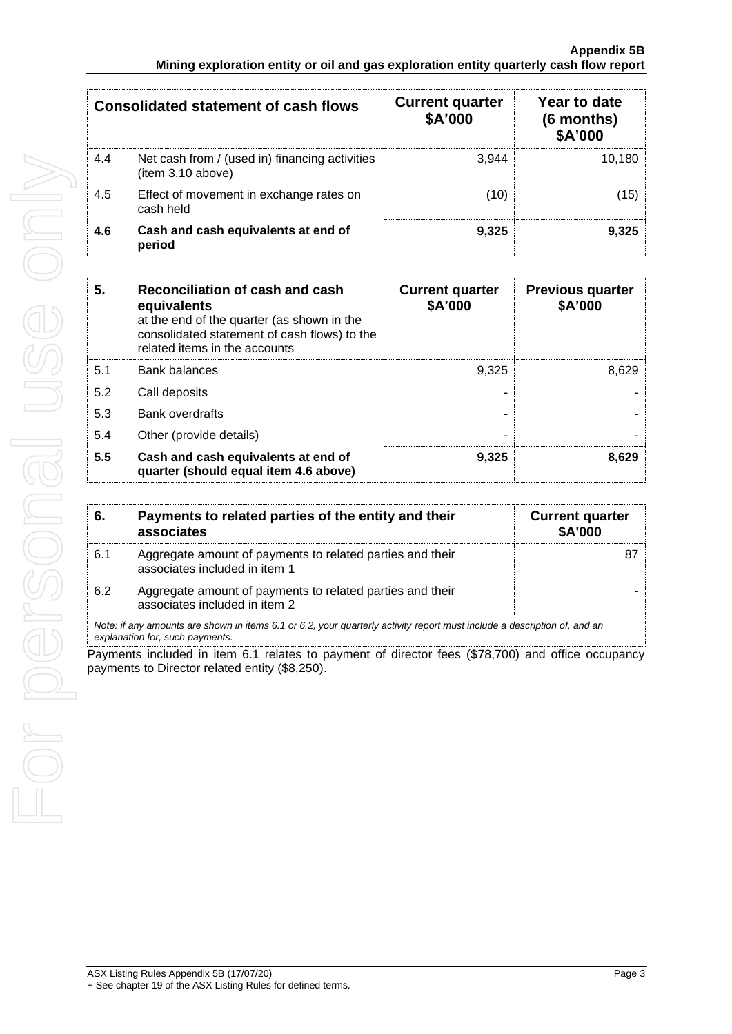| Consolidated statement of cash flows | | Current quarter $A'000 | Year to date (6 months) $A'000 |
|---|---|---|---|
| 4.4 | Net cash from / (used in) financing activities (item 3.10 above) | 3,944 | 10,180 |
| 4.5 | Effect of movement in exchange rates on cash held | (10) | (15) |
| **4.6** | **Cash and cash equivalents at end of period** | **9,325** | **9,325** |

| 5. | Reconciliation of cash and cash equivalents at the end of the quarter (as shown in the consolidated statement of cash flows) to the related items in the accounts | Current quarter $A'000 | Previous quarter $A'000 |
|---|---|---|---|
| 5.1 | Bank balances | 9,325 | 8,629 |
| 5.2 | Call deposits | - | - |
| 5.3 | Bank overdrafts | - | - |
| 5.4 | Other (provide details) | - | - |
| **5.5** | **Cash and cash equivalents at end of quarter (should equal item 4.6 above)** | **9,325** | **8,629** |

| 6. | Payments to related parties of the entity and their associates | Current quarter $A'000 |
|---|---|---|
| 6.1 | Aggregate amount of payments to related parties and their associates included in item 1 | 87 |
| 6.2 | Aggregate amount of payments to related parties and their associates included in item 2 | - |

*Note: if any amounts are shown in items 6.1 or 6.2, your quarterly activity report must include a description of, and an explanation for, such payments.*

Payments included in item 6.1 relates to payment of director fees ($78,700) and office occupancy payments to Director related entity ($8,250).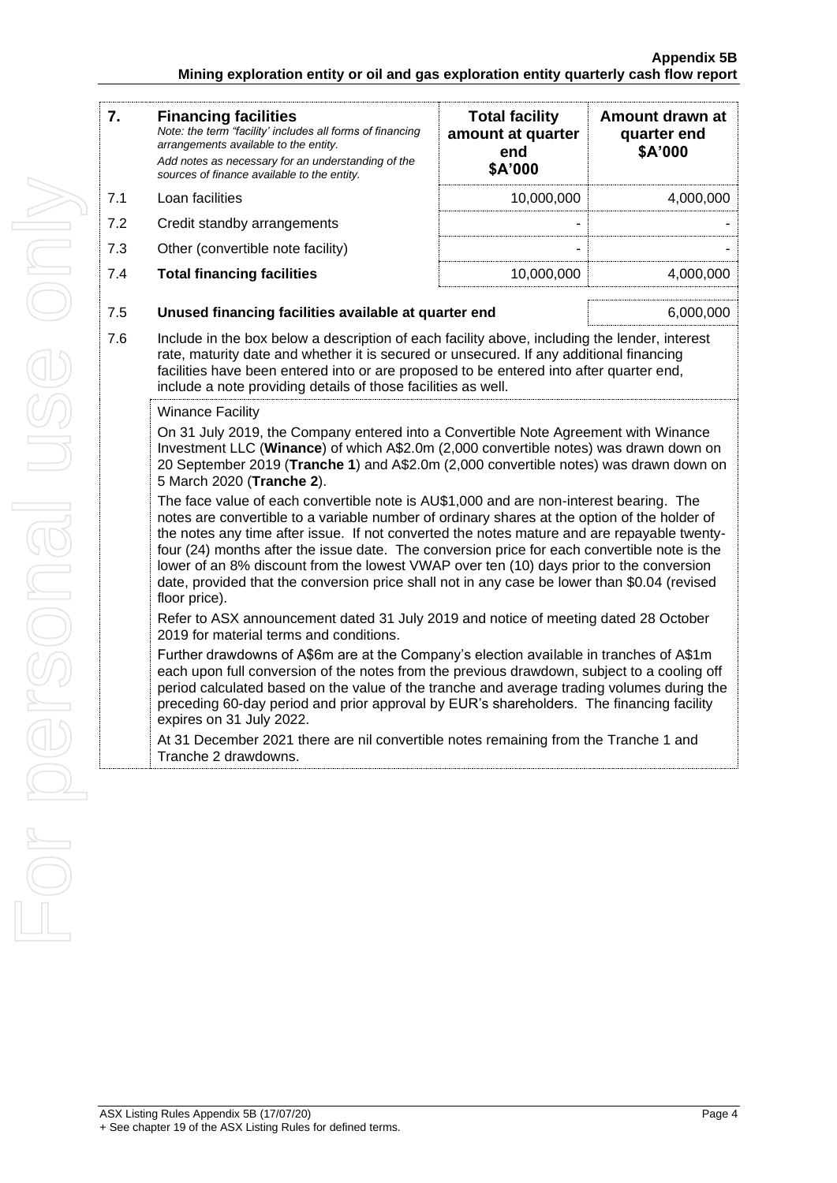| 7. | **Financing facilities** *Note: the term "facility' includes all forms of financing arrangements available to the entity.* *Add notes as necessary for an understanding of the sources of finance available to the entity.* | **Total facility amount at quarter end \$A'000** | **Amount drawn at quarter end \$A'000** |
|---|---|---|---|
| 7.1 | Loan facilities | 10,000,000 | 4,000,000 |
| 7.2 | Credit standby arrangements | - | - |
| 7.3 | Other (convertible note facility) | - | - |
| 7.4 | **Total financing facilities** | 10,000,000 | 4,000,000 |

| | | |
|---|---|---|
| 7.5 | **Unused financing facilities available at quarter end** | 6,000,000 |

7.6 Include in the box below a description of each facility above, including the lender, interest rate, maturity date and whether it is secured or unsecured. If any additional financing facilities have been entered into or are proposed to be entered into after quarter end, include a note providing details of those facilities as well.

Winance Facility

On 31 July 2019, the Company entered into a Convertible Note Agreement with Winance Investment LLC (**Winance**) of which A\$2.0m (2,000 convertible notes) was drawn down on 20 September 2019 (**Tranche 1**) and A\$2.0m (2,000 convertible notes) was drawn down on 5 March 2020 (**Tranche 2**).

The face value of each convertible note is AU\$1,000 and are non-interest bearing. The notes are convertible to a variable number of ordinary shares at the option of the holder of the notes any time after issue. If not converted the notes mature and are repayable twenty-four (24) months after the issue date. The conversion price for each convertible note is the lower of an 8% discount from the lowest VWAP over ten (10) days prior to the conversion date, provided that the conversion price shall not in any case be lower than \$0.04 (revised floor price).

Refer to ASX announcement dated 31 July 2019 and notice of meeting dated 28 October 2019 for material terms and conditions.

Further drawdowns of A\$6m are at the Company's election available in tranches of A\$1m each upon full conversion of the notes from the previous drawdown, subject to a cooling off period calculated based on the value of the tranche and average trading volumes during the preceding 60-day period and prior approval by EUR's shareholders. The financing facility expires on 31 July 2022.

At 31 December 2021 there are nil convertible notes remaining from the Tranche 1 and Tranche 2 drawdowns.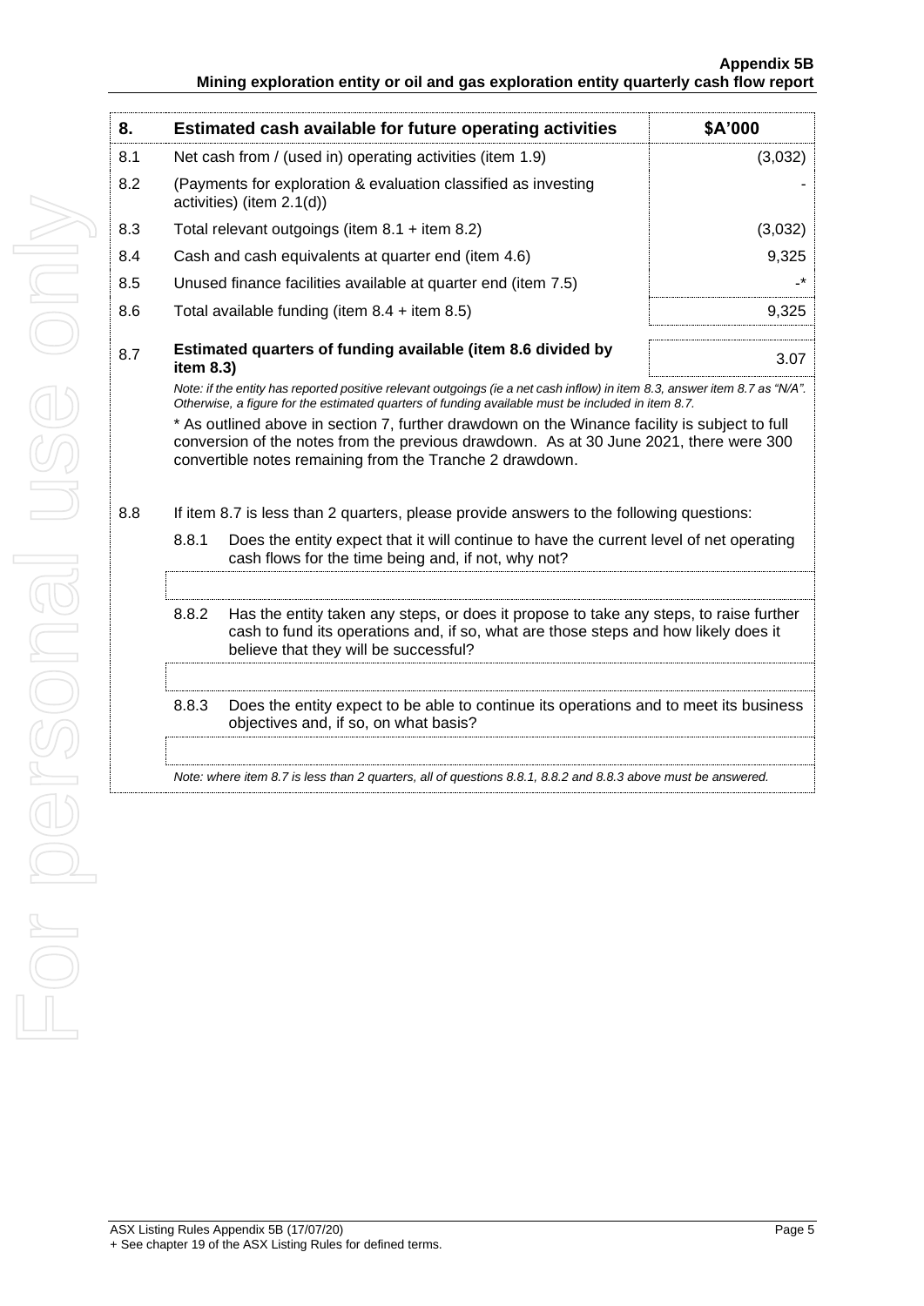| 8. | Estimated cash available for future operating activities | $A'000 |
|---|---|---|
| 8.1 | Net cash from / (used in) operating activities (item 1.9) | (3,032) |
| 8.2 | (Payments for exploration & evaluation classified as investing activities) (item 2.1(d)) | - |
| 8.3 | Total relevant outgoings (item 8.1 + item 8.2) | (3,032) |
| 8.4 | Cash and cash equivalents at quarter end (item 4.6) | 9,325 |
| 8.5 | Unused finance facilities available at quarter end (item 7.5) | -* |
| 8.6 | Total available funding (item 8.4 + item 8.5) | 9,325 |
| 8.7 | **Estimated quarters of funding available (item 8.6 divided by item 8.3)** | 3.07 |

*Note: if the entity has reported positive relevant outgoings (ie a net cash inflow) in item 8.3, answer item 8.7 as "N/A". Otherwise, a figure for the estimated quarters of funding available must be included in item 8.7.*

* As outlined above in section 7, further drawdown on the Winance facility is subject to full conversion of the notes from the previous drawdown. As at 30 June 2021, there were 300 convertible notes remaining from the Tranche 2 drawdown.

8.8 If item 8.7 is less than 2 quarters, please provide answers to the following questions:

8.8.1 Does the entity expect that it will continue to have the current level of net operating cash flows for the time being and, if not, why not?

8.8.2 Has the entity taken any steps, or does it propose to take any steps, to raise further cash to fund its operations and, if so, what are those steps and how likely does it believe that they will be successful?

8.8.3 Does the entity expect to be able to continue its operations and to meet its business objectives and, if so, on what basis?

*Note: where item 8.7 is less than 2 quarters, all of questions 8.8.1, 8.8.2 and 8.8.3 above must be answered.*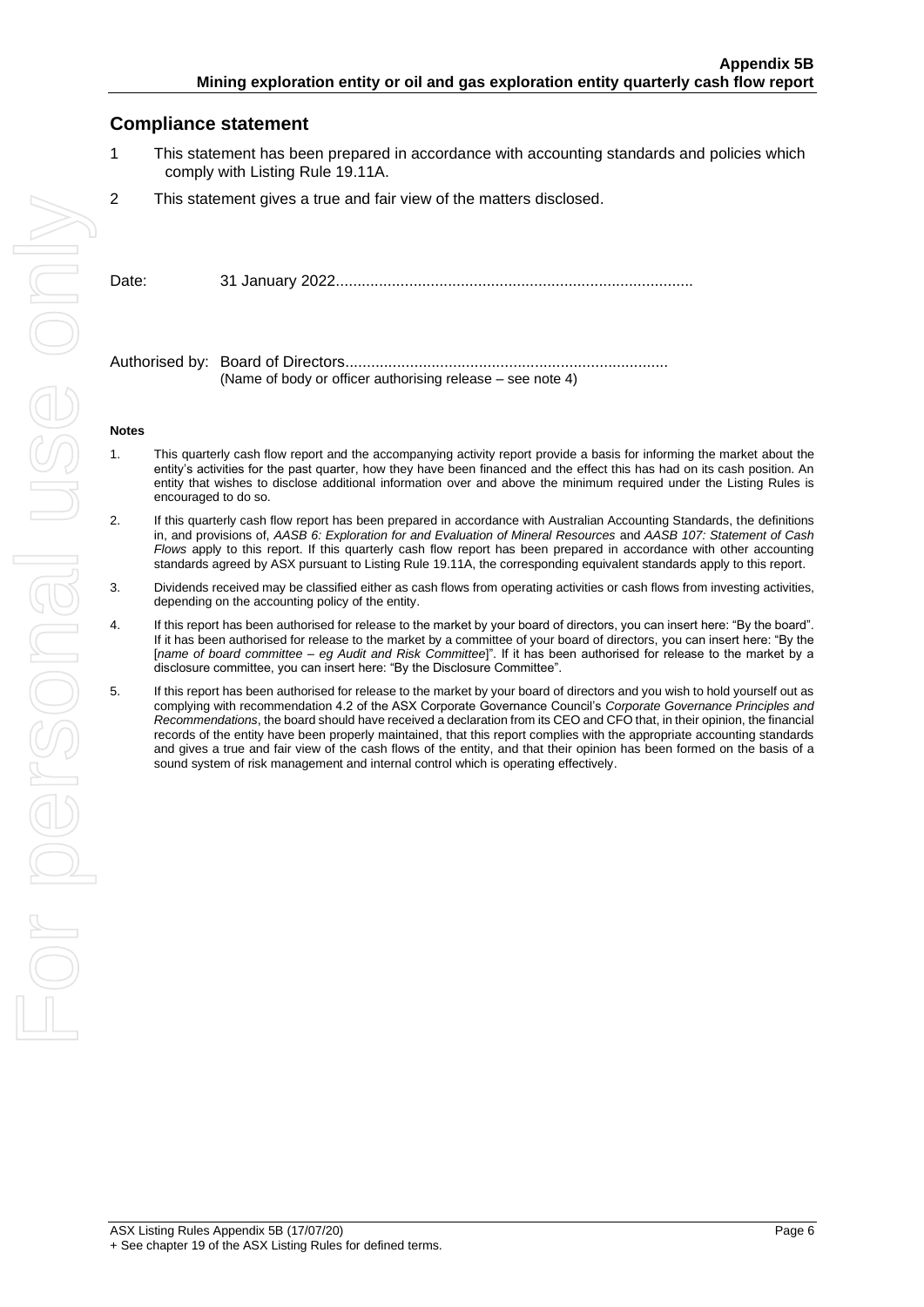## Compliance statement

1 This statement has been prepared in accordance with accounting standards and policies which comply with Listing Rule 19.11A.

2 This statement gives a true and fair view of the matters disclosed.

Date: 31 January 2022..................................................................................

Authorised by: Board of Directors...........................................................................
(Name of body or officer authorising release – see note 4)

**Notes**

1. This quarterly cash flow report and the accompanying activity report provide a basis for informing the market about the entity's activities for the past quarter, how they have been financed and the effect this has had on its cash position. An entity that wishes to disclose additional information over and above the minimum required under the Listing Rules is encouraged to do so.

2. If this quarterly cash flow report has been prepared in accordance with Australian Accounting Standards, the definitions in, and provisions of, *AASB 6: Exploration for and Evaluation of Mineral Resources* and *AASB 107: Statement of Cash Flows* apply to this report. If this quarterly cash flow report has been prepared in accordance with other accounting standards agreed by ASX pursuant to Listing Rule 19.11A, the corresponding equivalent standards apply to this report.

3. Dividends received may be classified either as cash flows from operating activities or cash flows from investing activities, depending on the accounting policy of the entity.

4. If this report has been authorised for release to the market by your board of directors, you can insert here: "By the board". If it has been authorised for release to the market by a committee of your board of directors, you can insert here: "By the [*name of board committee – eg Audit and Risk Committee*]". If it has been authorised for release to the market by a disclosure committee, you can insert here: "By the Disclosure Committee".

5. If this report has been authorised for release to the market by your board of directors and you wish to hold yourself out as complying with recommendation 4.2 of the ASX Corporate Governance Council's *Corporate Governance Principles and Recommendations*, the board should have received a declaration from its CEO and CFO that, in their opinion, the financial records of the entity have been properly maintained, that this report complies with the appropriate accounting standards and gives a true and fair view of the cash flows of the entity, and that their opinion has been formed on the basis of a sound system of risk management and internal control which is operating effectively.